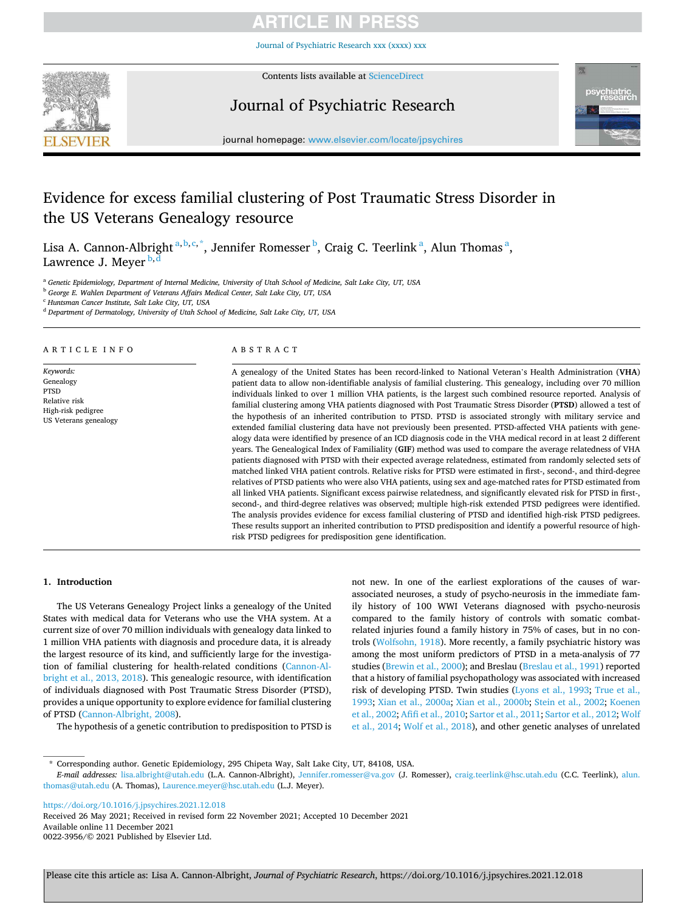# Evidence for excess familial clustering of Post Traumatic Stress Disorder in the US Veterans Genealogy resource

Lisa A. Cannon-Albright[a,b,c,*], Jennifer Romesser[b], Craig C. Teerlink[a], Alun Thomas[a], Lawrence J. Meyer[b,d]

[a] Genetic Epidemiology, Department of Internal Medicine, University of Utah School of Medicine, Salt Lake City, UT, USA
[b] George E. Wahlen Department of Veterans Affairs Medical Center, Salt Lake City, UT, USA
[c] Huntsman Cancer Institute, Salt Lake City, UT, USA
[d] Department of Dermatology, University of Utah School of Medicine, Salt Lake City, UT, USA

## ARTICLE INFO

*Keywords:*
Genealogy
PTSD
Relative risk
High-risk pedigree
US Veterans genealogy

## ABSTRACT

A genealogy of the United States has been record-linked to National Veteran's Health Administration (**VHA**) patient data to allow non-identifiable analysis of familial clustering. This genealogy, including over 70 million individuals linked to over 1 million VHA patients, is the largest such combined resource reported. Analysis of familial clustering among VHA patients diagnosed with Post Traumatic Stress Disorder (**PTSD**) allowed a test of the hypothesis of an inherited contribution to PTSD. PTSD is associated strongly with military service and extended familial clustering data have not previously been presented. PTSD-affected VHA patients with genealogy data were identified by presence of an ICD diagnosis code in the VHA medical record in at least 2 different years. The Genealogical Index of Familiality (**GIF**) method was used to compare the average relatedness of VHA patients diagnosed with PTSD with their expected average relatedness, estimated from randomly selected sets of matched linked VHA patient controls. Relative risks for PTSD were estimated in first-, second-, and third-degree relatives of PTSD patients who were also VHA patients, using sex and age-matched rates for PTSD estimated from all linked VHA patients. Significant excess pairwise relatedness, and significantly elevated risk for PTSD in first-, second-, and third-degree relatives was observed; multiple high-risk extended PTSD pedigrees were identified. The analysis provides evidence for excess familial clustering of PTSD and identified high-risk PTSD pedigrees. These results support an inherited contribution to PTSD predisposition and identify a powerful resource of high-risk PTSD pedigrees for predisposition gene identification.

## 1. Introduction

The US Veterans Genealogy Project links a genealogy of the United States with medical data for Veterans who use the VHA system. At a current size of over 70 million individuals with genealogy data linked to 1 million VHA patients with diagnosis and procedure data, it is already the largest resource of its kind, and sufficiently large for the investigation of familial clustering for health-related conditions (Cannon-Albright et al., 2013, 2018). This genealogic resource, with identification of individuals diagnosed with Post Traumatic Stress Disorder (PTSD), provides a unique opportunity to explore evidence for familial clustering of PTSD (Cannon-Albright, 2008).

The hypothesis of a genetic contribution to predisposition to PTSD is not new. In one of the earliest explorations of the causes of war-associated neuroses, a study of psycho-neurosis in the immediate family history of 100 WWI Veterans diagnosed with psycho-neurosis compared to the family history of controls with somatic combat-related injuries found a family history in 75% of cases, but in no controls (Wolfsohn, 1918). More recently, a family psychiatric history was among the most uniform predictors of PTSD in a meta-analysis of 77 studies (Brewin et al., 2000); and Breslau (Breslau et al., 1991) reported that a history of familial psychopathology was associated with increased risk of developing PTSD. Twin studies (Lyons et al., 1993; True et al., 1993; Xian et al., 2000a; Xian et al., 2000b; Stein et al., 2002; Koenen et al., 2002; Afifi et al., 2010; Sartor et al., 2011; Sartor et al., 2012; Wolf et al., 2014; Wolf et al., 2018), and other genetic analyses of unrelated

\* Corresponding author. Genetic Epidemiology, 295 Chipeta Way, Salt Lake City, UT, 84108, USA.
*E-mail addresses:* lisa.albright@utah.edu (L.A. Cannon-Albright), Jennifer.romesser@va.gov (J. Romesser), craig.teerlink@hsc.utah.edu (C.C. Teerlink), alun.thomas@utah.edu (A. Thomas), Laurence.meyer@hsc.utah.edu (L.J. Meyer).

https://doi.org/10.1016/j.jpsychires.2021.12.018
Received 26 May 2021; Received in revised form 22 November 2021; Accepted 10 December 2021
Available online 11 December 2021
0022-3956/© 2021 Published by Elsevier Ltd.

Please cite this article as: Lisa A. Cannon-Albright, *Journal of Psychiatric Research*, https://doi.org/10.1016/j.jpsychires.2021.12.018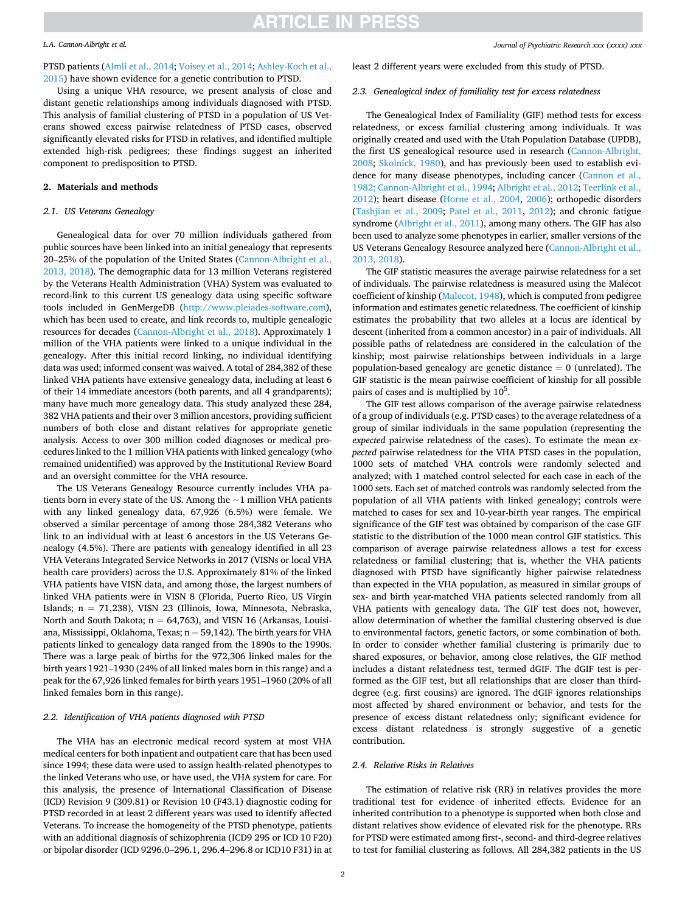PTSD patients (Almli et al., 2014; Voisey et al., 2014; Ashley-Koch et al., 2015) have shown evidence for a genetic contribution to PTSD.

Using a unique VHA resource, we present analysis of close and distant genetic relationships among individuals diagnosed with PTSD. This analysis of familial clustering of PTSD in a population of US Veterans showed excess pairwise relatedness of PTSD cases, observed significantly elevated risks for PTSD in relatives, and identified multiple extended high-risk pedigrees; these findings suggest an inherited component to predisposition to PTSD.

## 2. Materials and methods

### 2.1. US Veterans Genealogy

Genealogical data for over 70 million individuals gathered from public sources have been linked into an initial genealogy that represents 20–25% of the population of the United States (Cannon-Albright et al., 2013, 2018). The demographic data for 13 million Veterans registered by the Veterans Health Administration (VHA) System was evaluated to record-link to this current US genealogy data using specific software tools included in GenMergeDB (http://www.pleiades-software.com), which has been used to create, and link records to, multiple genealogic resources for decades (Cannon-Albright et al., 2018). Approximately 1 million of the VHA patients were linked to a unique individual in the genealogy. After this initial record linking, no individual identifying data was used; informed consent was waived. A total of 284,382 of these linked VHA patients have extensive genealogy data, including at least 6 of their 14 immediate ancestors (both parents, and all 4 grandparents); many have much more genealogy data. This study analyzed these 284,382 VHA patients and their over 3 million ancestors, providing sufficient numbers of both close and distant relatives for appropriate genetic analysis. Access to over 300 million coded diagnoses or medical procedures linked to the 1 million VHA patients with linked genealogy (who remained unidentified) was approved by the Institutional Review Board and an oversight committee for the VHA resource.

The US Veterans Genealogy Resource currently includes VHA patients born in every state of the US. Among the ~1 million VHA patients with any linked genealogy data, 67,926 (6.5%) were female. We observed a similar percentage of among those 284,382 Veterans who link to an individual with at least 6 ancestors in the US Veterans Genealogy (4.5%). There are patients with genealogy identified in all 23 VHA Veterans Integrated Service Networks in 2017 (VISNs or local VHA health care providers) across the U.S. Approximately 81% of the linked VHA patients have VISN data, and among those, the largest numbers of linked VHA patients were in VISN 8 (Florida, Puerto Rico, US Virgin Islands; n = 71,238), VISN 23 (Illinois, Iowa, Minnesota, Nebraska, North and South Dakota; n = 64,763), and VISN 16 (Arkansas, Louisiana, Mississippi, Oklahoma, Texas; n = 59,142). The birth years for VHA patients linked to genealogy data ranged from the 1890s to the 1990s. There was a large peak of births for the 972,306 linked males for the birth years 1921–1930 (24% of all linked males born in this range) and a peak for the 67,926 linked females for birth years 1951–1960 (20% of all linked females born in this range).

### 2.2. Identification of VHA patients diagnosed with PTSD

The VHA has an electronic medical record system at most VHA medical centers for both inpatient and outpatient care that has been used since 1994; these data were used to assign health-related phenotypes to the linked Veterans who use, or have used, the VHA system for care. For this analysis, the presence of International Classification of Disease (ICD) Revision 9 (309.81) or Revision 10 (F43.1) diagnostic coding for PTSD recorded in at least 2 different years was used to identify affected Veterans. To increase the homogeneity of the PTSD phenotype, patients with an additional diagnosis of schizophrenia (ICD9 295 or ICD 10 F20) or bipolar disorder (ICD 9296.0–296.1, 296.4–296.8 or ICD10 F31) in at least 2 different years were excluded from this study of PTSD.

### 2.3. Genealogical index of familiality test for excess relatedness

The Genealogical Index of Familiality (GIF) method tests for excess relatedness, or excess familial clustering among individuals. It was originally created and used with the Utah Population Database (UPDB), the first US genealogical resource used in research (Cannon-Albright, 2008; Skolnick, 1980), and has previously been used to establish evidence for many disease phenotypes, including cancer (Cannon et al., 1982; Cannon-Albright et al., 1994; Albright et al., 2012; Teerlink et al., 2012); heart disease (Horne et al., 2004, 2006); orthopedic disorders (Tashjian et al., 2009; Patel et al., 2011, 2012); and chronic fatigue syndrome (Albright et al., 2011), among many others. The GIF has also been used to analyze some phenotypes in earlier, smaller versions of the US Veterans Genealogy Resource analyzed here (Cannon-Albright et al., 2013, 2018).

The GIF statistic measures the average pairwise relatedness for a set of individuals. The pairwise relatedness is measured using the Malécot coefficient of kinship (Malecot, 1948), which is computed from pedigree information and estimates genetic relatedness. The coefficient of kinship estimates the probability that two alleles at a locus are identical by descent (inherited from a common ancestor) in a pair of individuals. All possible paths of relatedness are considered in the calculation of the kinship; most pairwise relationships between individuals in a large population-based genealogy are genetic distance = 0 (unrelated). The GIF statistic is the mean pairwise coefficient of kinship for all possible pairs of cases and is multiplied by $10^5$.

The GIF test allows comparison of the average pairwise relatedness of a group of individuals (e.g. PTSD cases) to the average relatedness of a group of similar individuals in the same population (representing the *expected* pairwise relatedness of the cases). To estimate the mean *expected* pairwise relatedness for the VHA PTSD cases in the population, 1000 sets of matched VHA controls were randomly selected and analyzed; with 1 matched control selected for each case in each of the 1000 sets. Each set of matched controls was randomly selected from the population of all VHA patients with linked genealogy; controls were matched to cases for sex and 10-year-birth year ranges. The empirical significance of the GIF test was obtained by comparison of the case GIF statistic to the distribution of the 1000 mean control GIF statistics. This comparison of average pairwise relatedness allows a test for excess relatedness or familial clustering; that is, whether the VHA patients diagnosed with PTSD have significantly higher pairwise relatedness than expected in the VHA population, as measured in similar groups of sex- and birth year-matched VHA patients selected randomly from all VHA patients with genealogy data. The GIF test does not, however, allow determination of whether the familial clustering observed is due to environmental factors, genetic factors, or some combination of both. In order to consider whether familial clustering is primarily due to shared exposures, or behavior, among close relatives, the GIF method includes a distant relatedness test, termed dGIF. The dGIF test is performed as the GIF test, but all relationships that are closer than third-degree (e.g. first cousins) are ignored. The dGIF ignores relationships most affected by shared environment or behavior, and tests for the presence of excess distant relatedness only; significant evidence for excess distant relatedness is strongly suggestive of a genetic contribution.

### 2.4. Relative Risks in Relatives

The estimation of relative risk (RR) in relatives provides the more traditional test for evidence of inherited effects. Evidence for an inherited contribution to a phenotype is supported when both close and distant relatives show evidence of elevated risk for the phenotype. RRs for PTSD were estimated among first-, second- and third-degree relatives to test for familial clustering as follows. All 284,382 patients in the US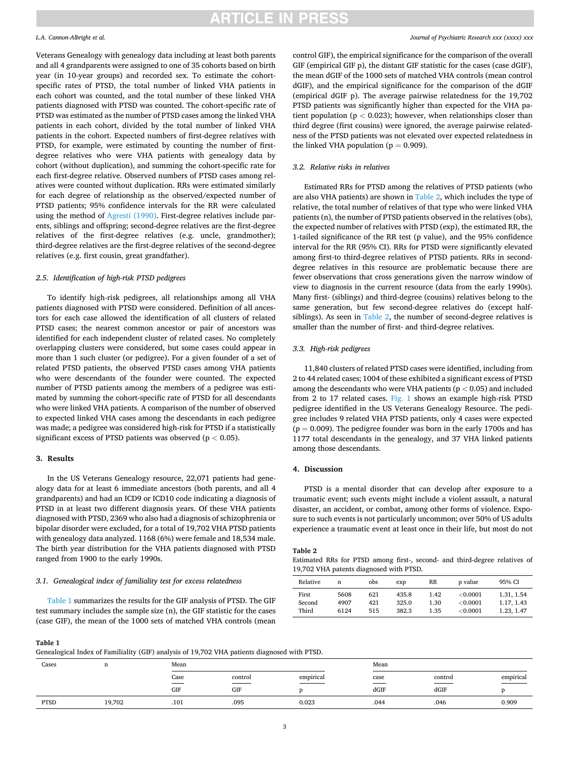Veterans Genealogy with genealogy data including at least both parents and all 4 grandparents were assigned to one of 35 cohorts based on birth year (in 10-year groups) and recorded sex. To estimate the cohort-specific rates of PTSD, the total number of linked VHA patients in each cohort was counted, and the total number of these linked VHA patients diagnosed with PTSD was counted. The cohort-specific rate of PTSD was estimated as the number of PTSD cases among the linked VHA patients in each cohort, divided by the total number of linked VHA patients in the cohort. Expected numbers of first-degree relatives with PTSD, for example, were estimated by counting the number of first-degree relatives who were VHA patients with genealogy data by cohort (without duplication), and summing the cohort-specific rate for each first-degree relative. Observed numbers of PTSD cases among relatives were counted without duplication. RRs were estimated similarly for each degree of relationship as the observed/expected number of PTSD patients; 95% confidence intervals for the RR were calculated using the method of Agresti (1990). First-degree relatives include parents, siblings and offspring; second-degree relatives are the first-degree relatives of the first-degree relatives (e.g. uncle, grandmother); third-degree relatives are the first-degree relatives of the second-degree relatives (e.g. first cousin, great grandfather).

### 2.5. Identification of high-risk PTSD pedigrees

To identify high-risk pedigrees, all relationships among all VHA patients diagnosed with PTSD were considered. Definition of all ancestors for each case allowed the identification of all clusters of related PTSD cases; the nearest common ancestor or pair of ancestors was identified for each independent cluster of related cases. No completely overlapping clusters were considered, but some cases could appear in more than 1 such cluster (or pedigree). For a given founder of a set of related PTSD patients, the observed PTSD cases among VHA patients who were descendants of the founder were counted. The expected number of PTSD patients among the members of a pedigree was estimated by summing the cohort-specific rate of PTSD for all descendants who were linked VHA patients. A comparison of the number of observed to expected linked VHA cases among the descendants in each pedigree was made; a pedigree was considered high-risk for PTSD if a statistically significant excess of PTSD patients was observed ($p < 0.05$).

## 3. Results

In the US Veterans Genealogy resource, 22,071 patients had genealogy data for at least 6 immediate ancestors (both parents, and all 4 grandparents) and had an ICD9 or ICD10 code indicating a diagnosis of PTSD in at least two different diagnosis years. Of these VHA patients diagnosed with PTSD, 2369 who also had a diagnosis of schizophrenia or bipolar disorder were excluded, for a total of 19,702 VHA PTSD patients with genealogy data analyzed. 1168 (6%) were female and 18,534 male. The birth year distribution for the VHA patients diagnosed with PTSD ranged from 1900 to the early 1990s.

### 3.1. Genealogical index of familiality test for excess relatedness

Table 1 summarizes the results for the GIF analysis of PTSD. The GIF test summary includes the sample size (n), the GIF statistic for the cases (case GIF), the mean of the 1000 sets of matched VHA controls (mean control GIF), the empirical significance for the comparison of the overall GIF (empirical GIF p), the distant GIF statistic for the cases (case dGIF), the mean dGIF of the 1000 sets of matched VHA controls (mean control dGIF), and the empirical significance for the comparison of the dGIF (empirical dGIF p). The average pairwise relatedness for the 19,702 PTSD patients was significantly higher than expected for the VHA patient population ($p < 0.023$); however, when relationships closer than third degree (first cousins) were ignored, the average pairwise relatedness of the PTSD patients was not elevated over expected relatedness in the linked VHA population ($p = 0.909$).

### 3.2. Relative risks in relatives

Estimated RRs for PTSD among the relatives of PTSD patients (who are also VHA patients) are shown in Table 2, which includes the type of relative, the total number of relatives of that type who were linked VHA patients (n), the number of PTSD patients observed in the relatives (obs), the expected number of relatives with PTSD (exp), the estimated RR, the 1-tailed significance of the RR test (p value), and the 95% confidence interval for the RR (95% CI). RRs for PTSD were significantly elevated among first-to third-degree relatives of PTSD patients. RRs in second-degree relatives in this resource are problematic because there are fewer observations that cross generations given the narrow window of view to diagnosis in the current resource (data from the early 1990s). Many first- (siblings) and third-degree (cousins) relatives belong to the same generation, but few second-degree relatives do (except half-siblings). As seen in Table 2, the number of second-degree relatives is smaller than the number of first- and third-degree relatives.

### 3.3. High-risk pedigrees

11,840 clusters of related PTSD cases were identified, including from 2 to 44 related cases; 1004 of these exhibited a significant excess of PTSD among the descendants who were VHA patients ($p < 0.05$) and included from 2 to 17 related cases. Fig. 1 shows an example high-risk PTSD pedigree identified in the US Veterans Genealogy Resource. The pedigree includes 9 related VHA PTSD patients, only 4 cases were expected ($p = 0.009$). The pedigree founder was born in the early 1700s and has 1177 total descendants in the genealogy, and 37 VHA linked patients among those descendants.

## 4. Discussion

PTSD is a mental disorder that can develop after exposure to a traumatic event; such events might include a violent assault, a natural disaster, an accident, or combat, among other forms of violence. Exposure to such events is not particularly uncommon; over 50% of US adults experience a traumatic event at least once in their life, but most do not

**Table 2**
Estimated RRs for PTSD among first-, second- and third-degree relatives of 19,702 VHA patients diagnosed with PTSD.

| Relative | n | obs | exp | RR | p value | 95% CI |
|---|---|---|---|---|---|---|
| First | 5608 | 621 | 435.8 | 1.42 | <0.0001 | 1.31, 1.54 |
| Second | 4907 | 421 | 325.0 | 1.30 | <0.0001 | 1.17, 1.43 |
| Third | 6124 | 515 | 382.3 | 1.35 | <0.0001 | 1.23, 1.47 |

**Table 1**
Genealogical Index of Familiality (GIF) analysis of 19,702 VHA patients diagnosed with PTSD.

| Cases | n | Mean | | | Mean | | |
|---|---|---|---|---|---|---|---|
| | | Case GIF | control GIF | empirical p | case dGIF | control dGIF | empirical p |
| PTSD | 19,702 | .101 | .095 | 0.023 | .044 | .046 | 0.909 |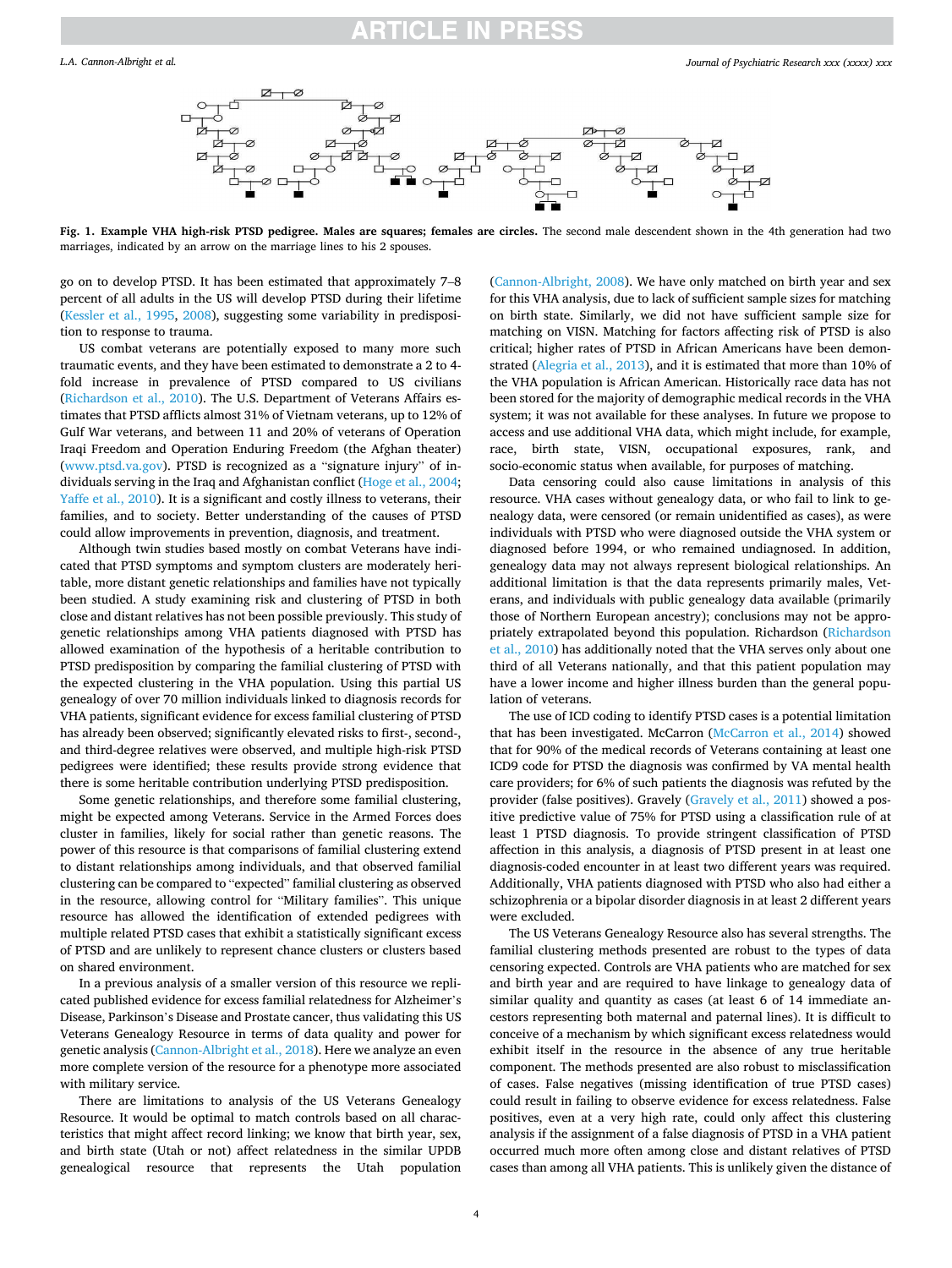**Fig. 1. Example VHA high-risk PTSD pedigree. Males are squares; females are circles.** The second male descendent shown in the 4th generation had two marriages, indicated by an arrow on the marriage lines to his 2 spouses.

go on to develop PTSD. It has been estimated that approximately 7–8 percent of all adults in the US will develop PTSD during their lifetime (Kessler et al., 1995, 2008), suggesting some variability in predisposition to response to trauma.

US combat veterans are potentially exposed to many more such traumatic events, and they have been estimated to demonstrate a 2 to 4-fold increase in prevalence of PTSD compared to US civilians (Richardson et al., 2010). The U.S. Department of Veterans Affairs estimates that PTSD afflicts almost 31% of Vietnam veterans, up to 12% of Gulf War veterans, and between 11 and 20% of veterans of Operation Iraqi Freedom and Operation Enduring Freedom (the Afghan theater) (www.ptsd.va.gov). PTSD is recognized as a "signature injury" of individuals serving in the Iraq and Afghanistan conflict (Hoge et al., 2004; Yaffe et al., 2010). It is a significant and costly illness to veterans, their families, and to society. Better understanding of the causes of PTSD could allow improvements in prevention, diagnosis, and treatment.

Although twin studies based mostly on combat Veterans have indicated that PTSD symptoms and symptom clusters are moderately heritable, more distant genetic relationships and families have not typically been studied. A study examining risk and clustering of PTSD in both close and distant relatives has not been possible previously. This study of genetic relationships among VHA patients diagnosed with PTSD has allowed examination of the hypothesis of a heritable contribution to PTSD predisposition by comparing the familial clustering of PTSD with the expected clustering in the VHA population. Using this partial US genealogy of over 70 million individuals linked to diagnosis records for VHA patients, significant evidence for excess familial clustering of PTSD has already been observed; significantly elevated risks to first-, second-, and third-degree relatives were observed, and multiple high-risk PTSD pedigrees were identified; these results provide strong evidence that there is some heritable contribution underlying PTSD predisposition.

Some genetic relationships, and therefore some familial clustering, might be expected among Veterans. Service in the Armed Forces does cluster in families, likely for social rather than genetic reasons. The power of this resource is that comparisons of familial clustering extend to distant relationships among individuals, and that observed familial clustering can be compared to "expected" familial clustering as observed in the resource, allowing control for "Military families". This unique resource has allowed the identification of extended pedigrees with multiple related PTSD cases that exhibit a statistically significant excess of PTSD and are unlikely to represent chance clusters or clusters based on shared environment.

In a previous analysis of a smaller version of this resource we replicated published evidence for excess familial relatedness for Alzheimer's Disease, Parkinson's Disease and Prostate cancer, thus validating this US Veterans Genealogy Resource in terms of data quality and power for genetic analysis (Cannon-Albright et al., 2018). Here we analyze an even more complete version of the resource for a phenotype more associated with military service.

There are limitations to analysis of the US Veterans Genealogy Resource. It would be optimal to match controls based on all characteristics that might affect record linking; we know that birth year, sex, and birth state (Utah or not) affect relatedness in the similar UPDB genealogical resource that represents the Utah population (Cannon-Albright, 2008). We have only matched on birth year and sex for this VHA analysis, due to lack of sufficient sample sizes for matching on birth state. Similarly, we did not have sufficient sample size for matching on VISN. Matching for factors affecting risk of PTSD is also critical; higher rates of PTSD in African Americans have been demonstrated (Alegria et al., 2013), and it is estimated that more than 10% of the VHA population is African American. Historically race data has not been stored for the majority of demographic medical records in the VHA system; it was not available for these analyses. In future we propose to access and use additional VHA data, which might include, for example, race, birth state, VISN, occupational exposures, rank, and socio-economic status when available, for purposes of matching.

Data censoring could also cause limitations in analysis of this resource. VHA cases without genealogy data, or who fail to link to genealogy data, were censored (or remain unidentified as cases), as were individuals with PTSD who were diagnosed outside the VHA system or diagnosed before 1994, or who remained undiagnosed. In addition, genealogy data may not always represent biological relationships. An additional limitation is that the data represents primarily males, Veterans, and individuals with public genealogy data available (primarily those of Northern European ancestry); conclusions may not be appropriately extrapolated beyond this population. Richardson (Richardson et al., 2010) has additionally noted that the VHA serves only about one third of all Veterans nationally, and that this patient population may have a lower income and higher illness burden than the general population of veterans.

The use of ICD coding to identify PTSD cases is a potential limitation that has been investigated. McCarron (McCarron et al., 2014) showed that for 90% of the medical records of Veterans containing at least one ICD9 code for PTSD the diagnosis was confirmed by VA mental health care providers; for 6% of such patients the diagnosis was refuted by the provider (false positives). Gravely (Gravely et al., 2011) showed a positive predictive value of 75% for PTSD using a classification rule of at least 1 PTSD diagnosis. To provide stringent classification of PTSD affection in this analysis, a diagnosis of PTSD present in at least one diagnosis-coded encounter in at least two different years was required. Additionally, VHA patients diagnosed with PTSD who also had either a schizophrenia or a bipolar disorder diagnosis in at least 2 different years were excluded.

The US Veterans Genealogy Resource also has several strengths. The familial clustering methods presented are robust to the types of data censoring expected. Controls are VHA patients who are matched for sex and birth year and are required to have linkage to genealogy data of similar quality and quantity as cases (at least 6 of 14 immediate ancestors representing both maternal and paternal lines). It is difficult to conceive of a mechanism by which significant excess relatedness would exhibit itself in the resource in the absence of any true heritable component. The methods presented are also robust to misclassification of cases. False negatives (missing identification of true PTSD cases) could result in failing to observe evidence for excess relatedness. False positives, even at a very high rate, could only affect this clustering analysis if the assignment of a false diagnosis of PTSD in a VHA patient occurred much more often among close and distant relatives of PTSD cases than among all VHA patients. This is unlikely given the distance of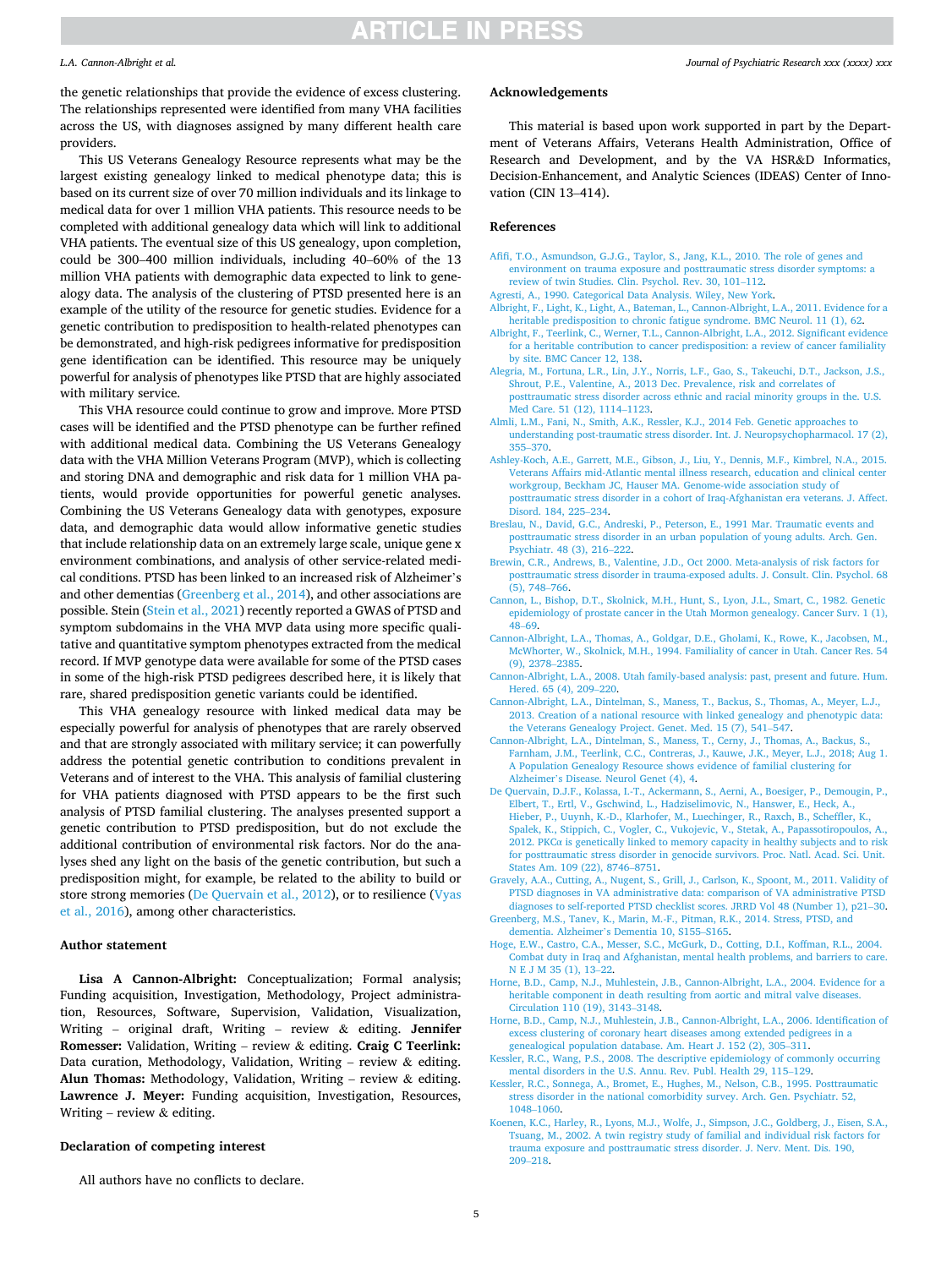the genetic relationships that provide the evidence of excess clustering. The relationships represented were identified from many VHA facilities across the US, with diagnoses assigned by many different health care providers.

This US Veterans Genealogy Resource represents what may be the largest existing genealogy linked to medical phenotype data; this is based on its current size of over 70 million individuals and its linkage to medical data for over 1 million VHA patients. This resource needs to be completed with additional genealogy data which will link to additional VHA patients. The eventual size of this US genealogy, upon completion, could be 300–400 million individuals, including 40–60% of the 13 million VHA patients with demographic data expected to link to genealogy data. The analysis of the clustering of PTSD presented here is an example of the utility of the resource for genetic studies. Evidence for a genetic contribution to predisposition to health-related phenotypes can be demonstrated, and high-risk pedigrees informative for predisposition gene identification can be identified. This resource may be uniquely powerful for analysis of phenotypes like PTSD that are highly associated with military service.

This VHA resource could continue to grow and improve. More PTSD cases will be identified and the PTSD phenotype can be further refined with additional medical data. Combining the US Veterans Genealogy data with the VHA Million Veterans Program (MVP), which is collecting and storing DNA and demographic and risk data for 1 million VHA patients, would provide opportunities for powerful genetic analyses. Combining the US Veterans Genealogy data with genotypes, exposure data, and demographic data would allow informative genetic studies that include relationship data on an extremely large scale, unique gene x environment combinations, and analysis of other service-related medical conditions. PTSD has been linked to an increased risk of Alzheimer's and other dementias (Greenberg et al., 2014), and other associations are possible. Stein (Stein et al., 2021) recently reported a GWAS of PTSD and symptom subdomains in the VHA MVP data using more specific qualitative and quantitative symptom phenotypes extracted from the medical record. If MVP genotype data were available for some of the PTSD cases in some of the high-risk PTSD pedigrees described here, it is likely that rare, shared predisposition genetic variants could be identified.

This VHA genealogy resource with linked medical data may be especially powerful for analysis of phenotypes that are rarely observed and that are strongly associated with military service; it can powerfully address the potential genetic contribution to conditions prevalent in Veterans and of interest to the VHA. This analysis of familial clustering for VHA patients diagnosed with PTSD appears to be the first such analysis of PTSD familial clustering. The analyses presented support a genetic contribution to PTSD predisposition, but do not exclude the additional contribution of environmental risk factors. Nor do the analyses shed any light on the basis of the genetic contribution, but such a predisposition might, for example, be related to the ability to build or store strong memories (De Quervain et al., 2012), or to resilience (Vyas et al., 2016), among other characteristics.

## Author statement

**Lisa A Cannon-Albright:** Conceptualization; Formal analysis; Funding acquisition, Investigation, Methodology, Project administration, Resources, Software, Supervision, Validation, Visualization, Writing – original draft, Writing – review & editing. **Jennifer Romesser:** Validation, Writing – review & editing. **Craig C Teerlink:** Data curation, Methodology, Validation, Writing – review & editing. **Alun Thomas:** Methodology, Validation, Writing – review & editing. **Lawrence J. Meyer:** Funding acquisition, Investigation, Resources, Writing – review & editing.

## Declaration of competing interest

All authors have no conflicts to declare.

## Acknowledgements

This material is based upon work supported in part by the Department of Veterans Affairs, Veterans Health Administration, Office of Research and Development, and by the VA HSR&D Informatics, Decision-Enhancement, and Analytic Sciences (IDEAS) Center of Innovation (CIN 13–414).

## References

Afifi, T.O., Asmundson, G.J.G., Taylor, S., Jang, K.L., 2010. The role of genes and environment on trauma exposure and posttraumatic stress disorder symptoms: a review of twin Studies. Clin. Psychol. Rev. 30, 101–112.

Agresti, A., 1990. Categorical Data Analysis. Wiley, New York.

Albright, F., Light, K., Light, A., Bateman, L., Cannon-Albright, L.A., 2011. Evidence for a heritable predisposition to chronic fatigue syndrome. BMC Neurol. 11 (1), 62.

Albright, F., Teerlink, C., Werner, T.L., Cannon-Albright, L.A., 2012. Significant evidence for a heritable contribution to cancer predisposition: a review of cancer familiality by site. BMC Cancer 12, 138.

Alegria, M., Fortuna, L.R., Lin, J.Y., Norris, L.F., Gao, S., Takeuchi, D.T., Jackson, J.S., Shrout, P.E., Valentine, A., 2013 Dec. Prevalence, risk and correlates of posttraumatic stress disorder across ethnic and racial minority groups in the. U.S. Med Care. 51 (12), 1114–1123.

Almli, L.M., Fani, N., Smith, A.K., Ressler, K.J., 2014 Feb. Genetic approaches to understanding post-traumatic stress disorder. Int. J. Neuropsychopharmacol. 17 (2), 355–370.

Ashley-Koch, A.E., Garrett, M.E., Gibson, J., Liu, Y., Dennis, M.F., Kimbrel, N.A., 2015. Veterans Affairs mid-Atlantic mental illness research, education and clinical center workgroup, Beckham JC, Hauser MA. Genome-wide association study of posttraumatic stress disorder in a cohort of Iraq-Afghanistan era veterans. J. Affect. Disord. 184, 225–234.

Breslau, N., David, G.C., Andreski, P., Peterson, E., 1991 Mar. Traumatic events and posttraumatic stress disorder in an urban population of young adults. Arch. Gen. Psychiatr. 48 (3), 216–222.

Brewin, C.R., Andrews, B., Valentine, J.D., Oct 2000. Meta-analysis of risk factors for posttraumatic stress disorder in trauma-exposed adults. J. Consult. Clin. Psychol. 68 (5), 748–766.

Cannon, L., Bishop, D.T., Skolnick, M.H., Hunt, S., Lyon, J.L., Smart, C., 1982. Genetic epidemiology of prostate cancer in the Utah Mormon genealogy. Cancer Surv. 1 (1), 48–69.

Cannon-Albright, L.A., Thomas, A., Goldgar, D.E., Gholami, K., Rowe, K., Jacobsen, M., McWhorter, W., Skolnick, M.H., 1994. Familiality of cancer in Utah. Cancer Res. 54 (9), 2378–2385.

Cannon-Albright, L.A., 2008. Utah family-based analysis: past, present and future. Hum. Hered. 65 (4), 209–220.

Cannon-Albright, L.A., Dintelman, S., Maness, T., Backus, S., Thomas, A., Meyer, L.J., 2013. Creation of a national resource with linked genealogy and phenotypic data: the Veterans Genealogy Project. Genet. Med. 15 (7), 541–547.

Cannon-Albright, L.A., Dintelman, S., Maness, T., Cerny, J., Thomas, A., Backus, S., Farnham, J.M., Teerlink, C.C., Contreras, J., Kauwe, J.K., Meyer, L.J., 2018; Aug 1. A Population Genealogy Resource shows evidence of familial clustering for Alzheimer's Disease. Neurol Genet (4), 4.

De Quervain, D.J.F., Kolassa, I.-T., Ackermann, S., Aerni, A., Boesiger, P., Demougin, P., Elbert, T., Ertl, V., Gschwind, L., Hadziselimovic, N., Hanswer, E., Heck, A., Hieber, P., Uuynh, K.-D., Klarhofer, M., Luechinger, R., Raxch, B., Scheffler, K., Spalek, K., Stippich, C., Vogler, C., Vukojevic, V., Stetak, A., Papassotiropoulos, A., 2012. PKCα is genetically linked to memory capacity in healthy subjects and to risk for posttraumatic stress disorder in genocide survivors. Proc. Natl. Acad. Sci. Unit. States Am. 109 (22), 8746–8751.

Gravely, A.A., Cutting, A., Nugent, S., Grill, J., Carlson, K., Spoont, M., 2011. Validity of PTSD diagnoses in VA administrative data: comparison of VA administrative PTSD diagnoses to self-reported PTSD checklist scores. JRRD Vol 48 (Number 1), p21–30.

Greenberg, M.S., Tanev, K., Marin, M.-F., Pitman, R.K., 2014. Stress, PTSD, and dementia. Alzheimer's Dementia 10, S155–S165.

Hoge, E.W., Castro, C.A., Messer, S.C., McGurk, D., Cotting, D.I., Koffman, R.L., 2004. Combat duty in Iraq and Afghanistan, mental health problems, and barriers to care. N E J M 35 (1), 13–22.

Horne, B.D., Camp, N.J., Muhlestein, J.B., Cannon-Albright, L.A., 2004. Evidence for a heritable component in death resulting from aortic and mitral valve diseases. Circulation 110 (19), 3143–3148.

Horne, B.D., Camp, N.J., Muhlestein, J.B., Cannon-Albright, L.A., 2006. Identification of excess clustering of coronary heart diseases among extended pedigrees in a genealogical population database. Am. Heart J. 152 (2), 305–311.

Kessler, R.C., Wang, P.S., 2008. The descriptive epidemiology of commonly occurring mental disorders in the U.S. Annu. Rev. Publ. Health 29, 115–129.

Kessler, R.C., Sonnega, A., Bromet, E., Hughes, M., Nelson, C.B., 1995. Posttraumatic stress disorder in the national comorbidity survey. Arch. Gen. Psychiatr. 52, 1048–1060.

Koenen, K.C., Harley, R., Lyons, M.J., Wolfe, J., Simpson, J.C., Goldberg, J., Eisen, S.A., Tsuang, M., 2002. A twin registry study of familial and individual risk factors for trauma exposure and posttraumatic stress disorder. J. Nerv. Ment. Dis. 190, 209–218.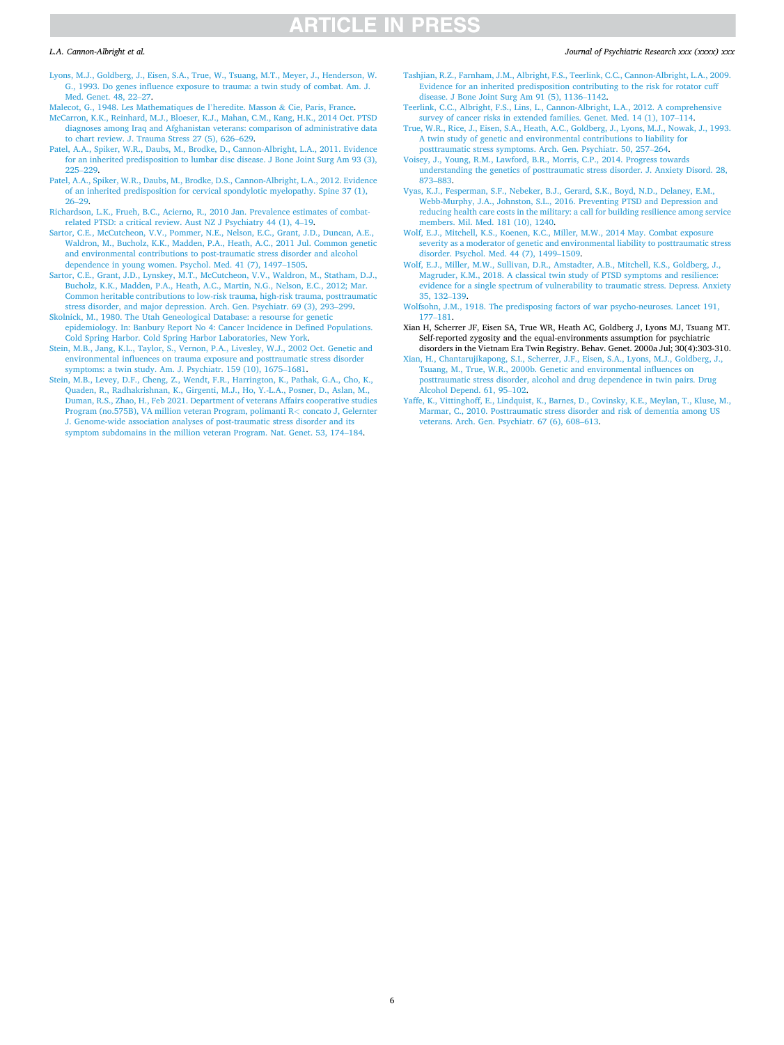Lyons, M.J., Goldberg, J., Eisen, S.A., True, W., Tsuang, M.T., Meyer, J., Henderson, W. G., 1993. Do genes influence exposure to trauma: a twin study of combat. Am. J. Med. Genet. 48, 22–27.

Malecot, G., 1948. Les Mathematiques de l'heredite. Masson & Cie, Paris, France.

McCarron, K.K., Reinhard, M.J., Bloeser, K.J., Mahan, C.M., Kang, H.K., 2014 Oct. PTSD diagnoses among Iraq and Afghanistan veterans: comparison of administrative data to chart review. J. Trauma Stress 27 (5), 626–629.

Patel, A.A., Spiker, W.R., Daubs, M., Brodke, D., Cannon-Albright, L.A., 2011. Evidence for an inherited predisposition to lumbar disc disease. J Bone Joint Surg Am 93 (3), 225–229.

Patel, A.A., Spiker, W.R., Daubs, M., Brodke, D.S., Cannon-Albright, L.A., 2012. Evidence of an inherited predisposition for cervical spondylotic myelopathy. Spine 37 (1), 26–29.

Richardson, L.K., Frueh, B.C., Acierno, R., 2010 Jan. Prevalence estimates of combat-related PTSD: a critical review. Aust NZ J Psychiatry 44 (1), 4–19.

Sartor, C.E., McCutcheon, V.V., Pommer, N.E., Nelson, E.C., Grant, J.D., Duncan, A.E., Waldron, M., Bucholz, K.K., Madden, P.A., Heath, A.C., 2011 Jul. Common genetic and environmental contributions to post-traumatic stress disorder and alcohol dependence in young women. Psychol. Med. 41 (7), 1497–1505.

Sartor, C.E., Grant, J.D., Lynskey, M.T., McCutcheon, V.V., Waldron, M., Statham, D.J., Bucholz, K.K., Madden, P.A., Heath, A.C., Martin, N.G., Nelson, E.C., 2012; Mar. Common heritable contributions to low-risk trauma, high-risk trauma, posttraumatic stress disorder, and major depression. Arch. Gen. Psychiatr. 69 (3), 293–299.

Skolnick, M., 1980. The Utah Geneological Database: a resourse for genetic epidemiology. In: Banbury Report No 4: Cancer Incidence in Defined Populations. Cold Spring Harbor. Cold Spring Harbor Laboratories, New York.

Stein, M.B., Jang, K.L., Taylor, S., Vernon, P.A., Livesley, W.J., 2002 Oct. Genetic and environmental influences on trauma exposure and posttraumatic stress disorder symptoms: a twin study. Am. J. Psychiatr. 159 (10), 1675–1681.

Stein, M.B., Levey, D.F., Cheng, Z., Wendt, F.R., Harrington, K., Pathak, G.A., Cho, K., Quaden, R., Radhakrishnan, K., Girgenti, M.J., Ho, Y.-L.A., Posner, D., Aslan, M., Duman, R.S., Zhao, H., Feb 2021. Department of veterans Affairs cooperative studies Program (no.575B), VA million veteran Program, polimanti R< concato J, Gelernter J. Genome-wide association analyses of post-traumatic stress disorder and its symptom subdomains in the million veteran Program. Nat. Genet. 53, 174–184.

Tashjian, R.Z., Farnham, J.M., Albright, F.S., Teerlink, C.C., Cannon-Albright, L.A., 2009. Evidence for an inherited predisposition contributing to the risk for rotator cuff disease. J Bone Joint Surg Am 91 (5), 1136–1142.

Teerlink, C.C., Albright, F.S., Lins, L., Cannon-Albright, L.A., 2012. A comprehensive survey of cancer risks in extended families. Genet. Med. 14 (1), 107–114.

True, W.R., Rice, J., Eisen, S.A., Heath, A.C., Goldberg, J., Lyons, M.J., Nowak, J., 1993. A twin study of genetic and environmental contributions to liability for posttraumatic stress symptoms. Arch. Gen. Psychiatr. 50, 257–264.

Voisey, J., Young, R.M., Lawford, B.R., Morris, C.P., 2014. Progress towards understanding the genetics of posttraumatic stress disorder. J. Anxiety Disord. 28, 873–883.

Vyas, K.J., Fesperman, S.F., Nebeker, B.J., Gerard, S.K., Boyd, N.D., Delaney, E.M., Webb-Murphy, J.A., Johnston, S.L., 2016. Preventing PTSD and Depression and reducing health care costs in the military: a call for building resilience among service members. Mil. Med. 181 (10), 1240.

Wolf, E.J., Mitchell, K.S., Koenen, K.C., Miller, M.W., 2014 May. Combat exposure severity as a moderator of genetic and environmental liability to posttraumatic stress disorder. Psychol. Med. 44 (7), 1499–1509.

Wolf, E.J., Miller, M.W., Sullivan, D.R., Amstadter, A.B., Mitchell, K.S., Goldberg, J., Magruder, K.M., 2018. A classical twin study of PTSD symptoms and resilience: evidence for a single spectrum of vulnerability to traumatic stress. Depress. Anxiety 35, 132–139.

Wolfsohn, J.M., 1918. The predisposing factors of war psycho-neuroses. Lancet 191, 177–181.

Xian H, Scherrer JF, Eisen SA, True WR, Heath AC, Goldberg J, Lyons MJ, Tsuang MT. Self-reported zygosity and the equal-environments assumption for psychiatric disorders in the Vietnam Era Twin Registry. Behav. Genet. 2000a Jul; 30(4):303-310.

Xian, H., Chantarujikapong, S.I., Scherrer, J.F., Eisen, S.A., Lyons, M.J., Goldberg, J., Tsuang, M., True, W.R., 2000b. Genetic and environmental influences on posttraumatic stress disorder, alcohol and drug dependence in twin pairs. Drug Alcohol Depend. 61, 95–102.

Yaffe, K., Vittinghoff, E., Lindquist, K., Barnes, D., Covinsky, K.E., Meylan, T., Kluse, M., Marmar, C., 2010. Posttraumatic stress disorder and risk of dementia among US veterans. Arch. Gen. Psychiatr. 67 (6), 608–613.